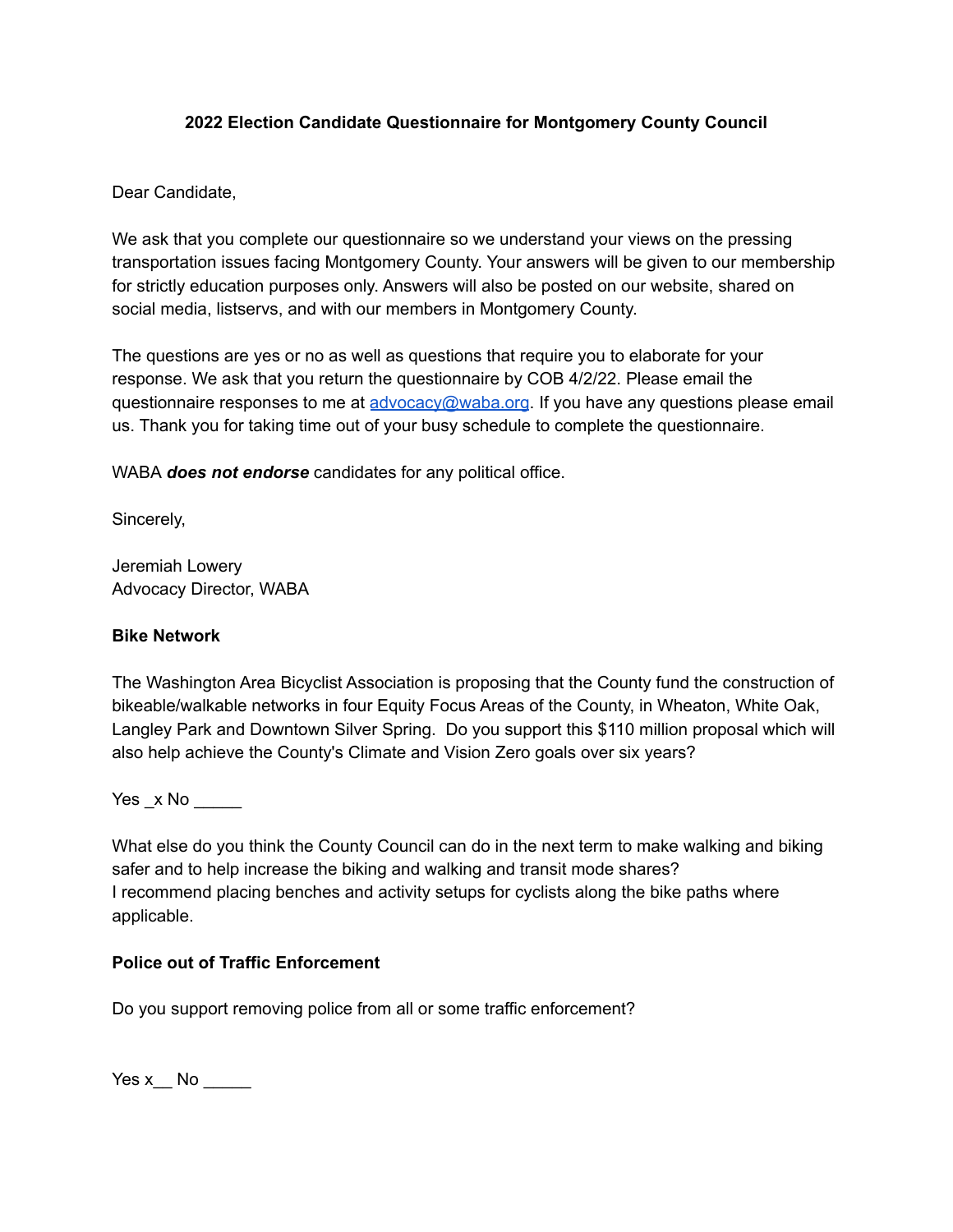**2022 Election Candidate Questionnaire for Montgomery County Council**

Dear Candidate,

We ask that you complete our questionnaire so we understand your views on the pressing transportation issues facing Montgomery County. Your answers will be given to our membership for strictly education purposes only. Answers will also be posted on our website, shared on social media, listservs, and with our members in Montgomery County.

The questions are yes or no as well as questions that require you to elaborate for your response. We ask that you return the questionnaire by COB 4/2/22. Please email the questionnaire responses to me at [advocacy@waba.org](mailto:advocacy@waba.org). If you have any questions please email us. Thank you for taking time out of your busy schedule to complete the questionnaire.

WABA ***does not endorse*** candidates for any political office.

Sincerely,

Jeremiah Lowery
Advocacy Director, WABA

**Bike Network**

The Washington Area Bicyclist Association is proposing that the County fund the construction of bikeable/walkable networks in four Equity Focus Areas of the County, in Wheaton, White Oak, Langley Park and Downtown Silver Spring. Do you support this $110 million proposal which will also help achieve the County's Climate and Vision Zero goals over six years?

Yes _x No _____

What else do you think the County Council can do in the next term to make walking and biking safer and to help increase the biking and walking and transit mode shares?
I recommend placing benches and activity setups for cyclists along the bike paths where applicable.

**Police out of Traffic Enforcement**

Do you support removing police from all or some traffic enforcement?

Yes x__ No _____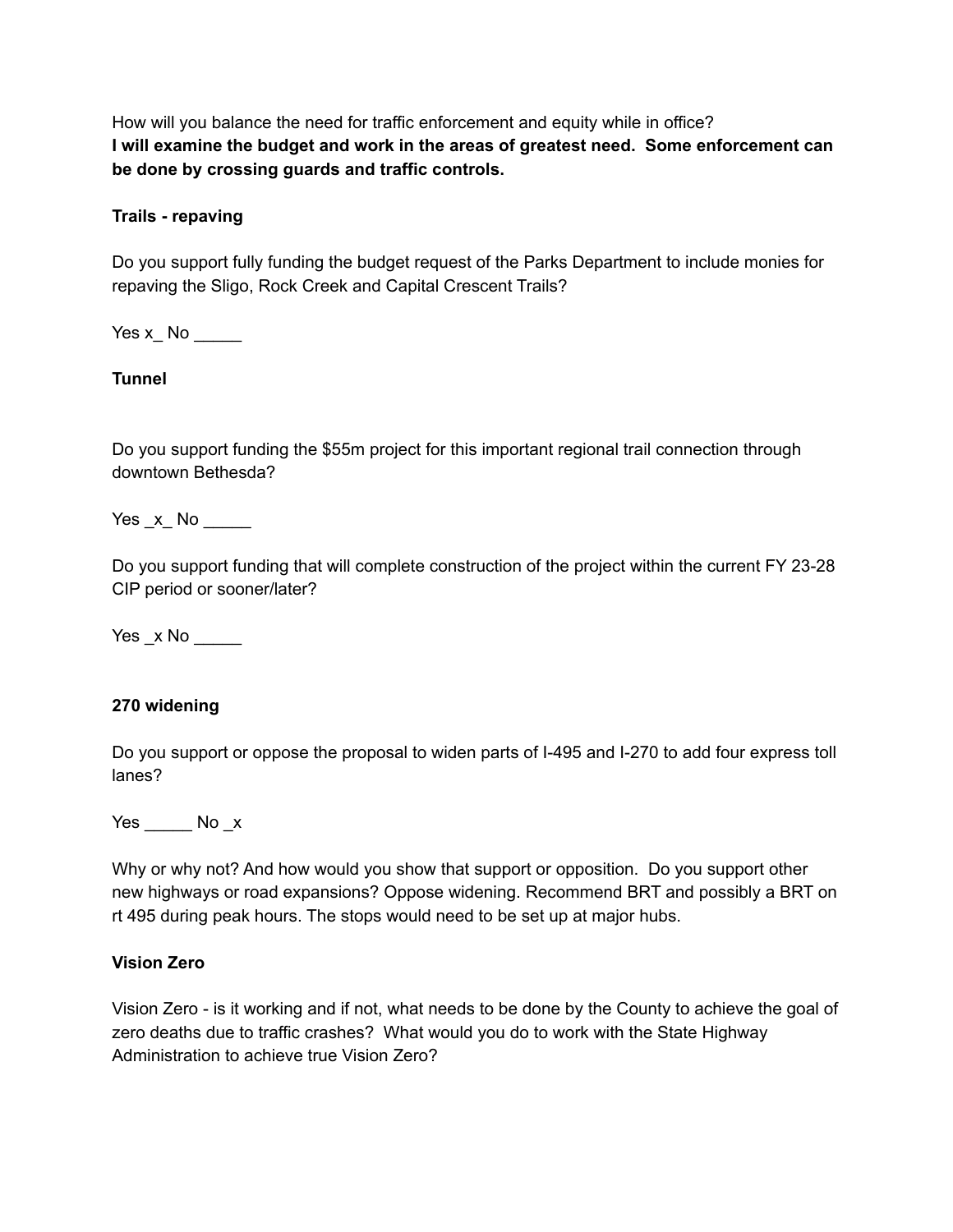How will you balance the need for traffic enforcement and equity while in office?
**I will examine the budget and work in the areas of greatest need. Some enforcement can be done by crossing guards and traffic controls.**

**Trails - repaving**

Do you support fully funding the budget request of the Parks Department to include monies for repaving the Sligo, Rock Creek and Capital Crescent Trails?

Yes x_ No _____

**Tunnel**

Do you support funding the $55m project for this important regional trail connection through downtown Bethesda?

Yes _x_ No _____

Do you support funding that will complete construction of the project within the current FY 23-28 CIP period or sooner/later?

Yes _x No _____

**270 widening**

Do you support or oppose the proposal to widen parts of I-495 and I-270 to add four express toll lanes?

Yes _____ No _x

Why or why not? And how would you show that support or opposition. Do you support other new highways or road expansions? Oppose widening. Recommend BRT and possibly a BRT on rt 495 during peak hours. The stops would need to be set up at major hubs.

**Vision Zero**

Vision Zero - is it working and if not, what needs to be done by the County to achieve the goal of zero deaths due to traffic crashes? What would you do to work with the State Highway Administration to achieve true Vision Zero?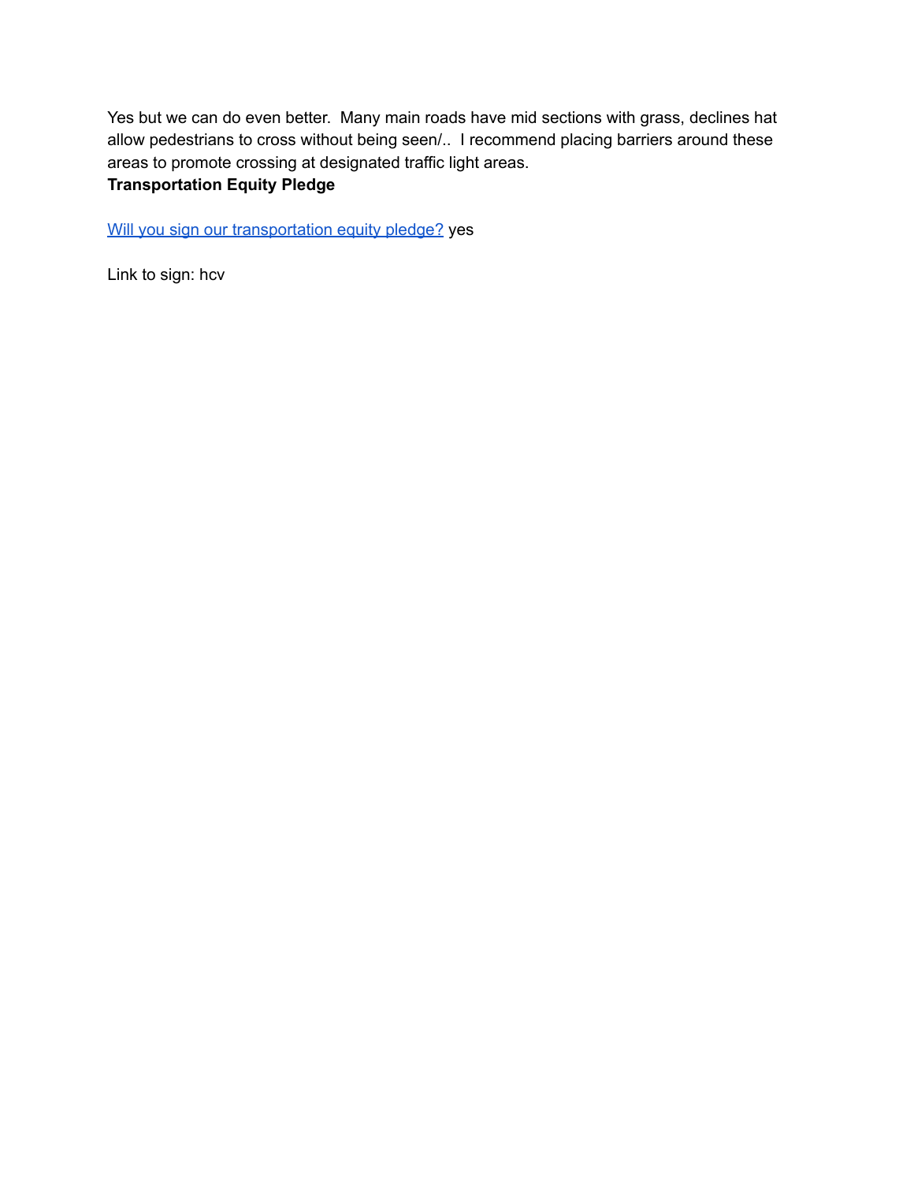Yes but we can do even better.  Many main roads have mid sections with grass, declines hat allow pedestrians to cross without being seen/..  I recommend placing barriers around these areas to promote crossing at designated traffic light areas.

**Transportation Equity Pledge**

Will you sign our transportation equity pledge? yes

Link to sign: hcv